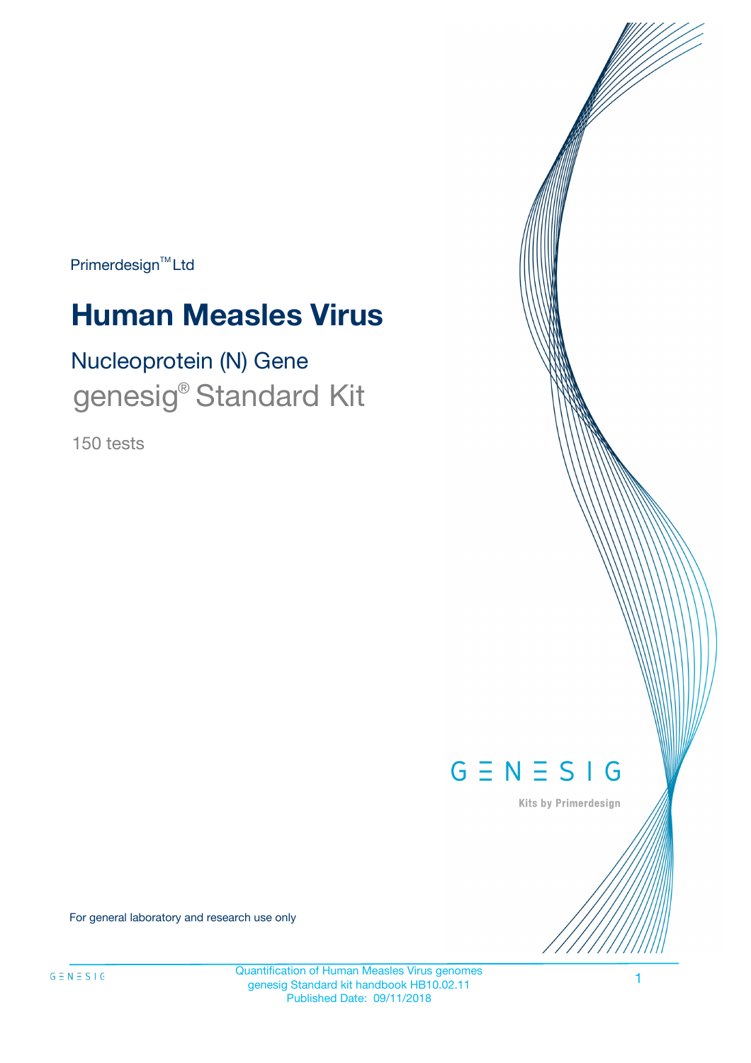Primerdesign™ Ltd

# Human Measles Virus

## Nucleoprotein (N) Gene

## genesig® Standard Kit

150 tests

GENESIG

Kits by Primerdesign

For general laboratory and research use only

Quantification of Human Measles Virus genomes
genesig Standard kit handbook HB10.02.11
Published Date: 09/11/2018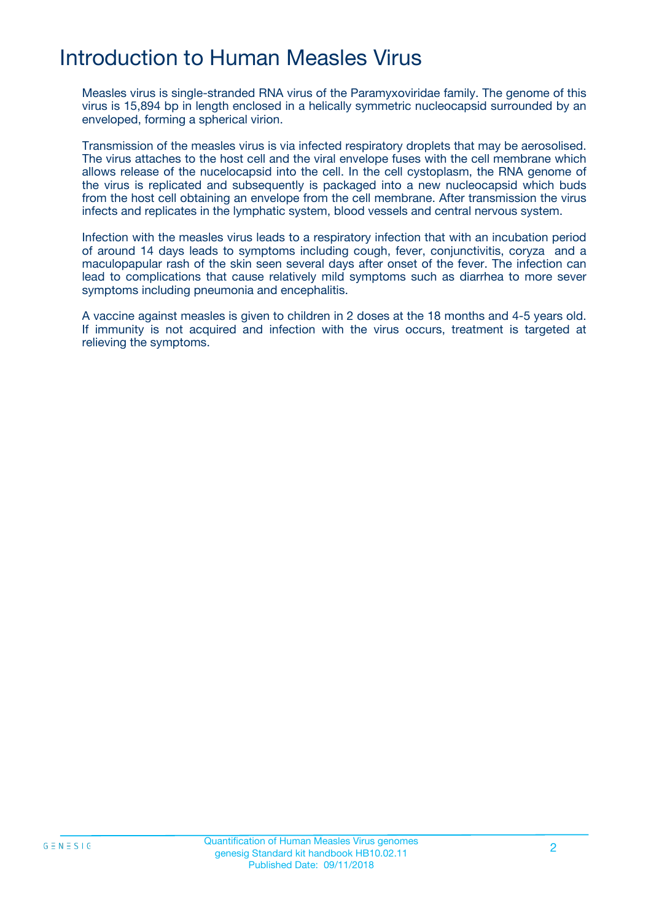# Introduction to Human Measles Virus

Measles virus is single-stranded RNA virus of the Paramyxoviridae family. The genome of this virus is 15,894 bp in length enclosed in a helically symmetric nucleocapsid surrounded by an enveloped, forming a spherical virion.

Transmission of the measles virus is via infected respiratory droplets that may be aerosolised. The virus attaches to the host cell and the viral envelope fuses with the cell membrane which allows release of the nucelocapsid into the cell. In the cell cystoplasm, the RNA genome of the virus is replicated and subsequently is packaged into a new nucleocapsid which buds from the host cell obtaining an envelope from the cell membrane. After transmission the virus infects and replicates in the lymphatic system, blood vessels and central nervous system.

Infection with the measles virus leads to a respiratory infection that with an incubation period of around 14 days leads to symptoms including cough, fever, conjunctivitis, coryza and a maculopapular rash of the skin seen several days after onset of the fever. The infection can lead to complications that cause relatively mild symptoms such as diarrhea to more sever symptoms including pneumonia and encephalitis.

A vaccine against measles is given to children in 2 doses at the 18 months and 4-5 years old. If immunity is not acquired and infection with the virus occurs, treatment is targeted at relieving the symptoms.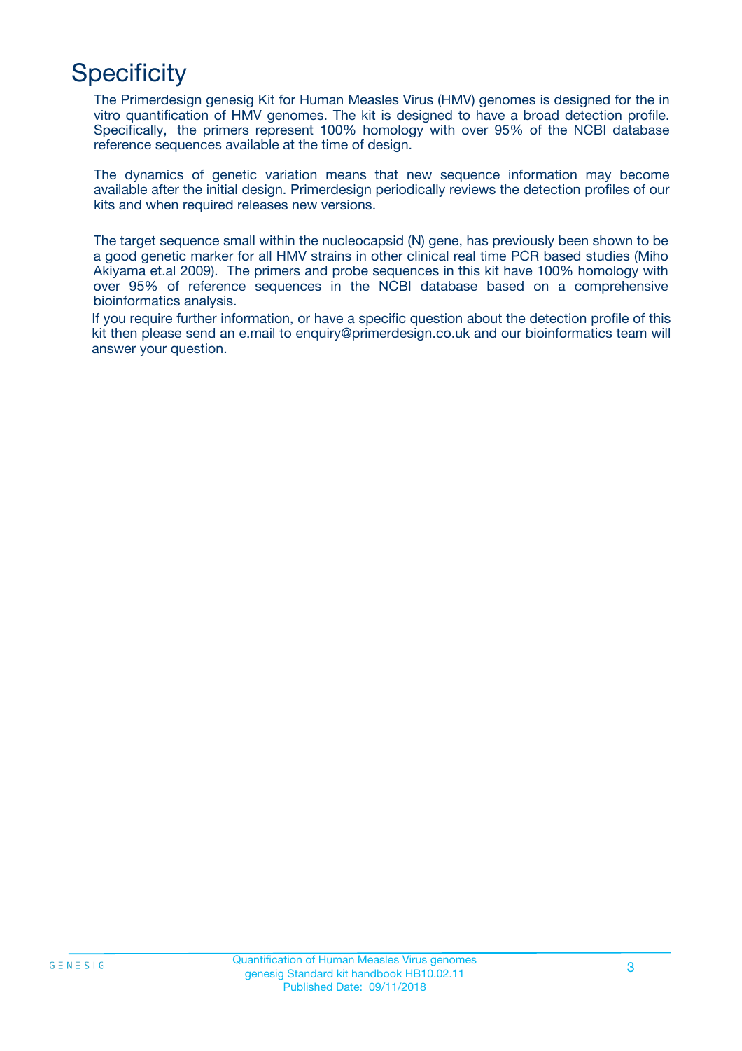# Specificity

The Primerdesign genesig Kit for Human Measles Virus (HMV) genomes is designed for the in vitro quantification of HMV genomes. The kit is designed to have a broad detection profile. Specifically, the primers represent 100% homology with over 95% of the NCBI database reference sequences available at the time of design.

The dynamics of genetic variation means that new sequence information may become available after the initial design. Primerdesign periodically reviews the detection profiles of our kits and when required releases new versions.

The target sequence small within the nucleocapsid (N) gene, has previously been shown to be a good genetic marker for all HMV strains in other clinical real time PCR based studies (Miho Akiyama et.al 2009). The primers and probe sequences in this kit have 100% homology with over 95% of reference sequences in the NCBI database based on a comprehensive bioinformatics analysis.

If you require further information, or have a specific question about the detection profile of this kit then please send an e.mail to enquiry@primerdesign.co.uk and our bioinformatics team will answer your question.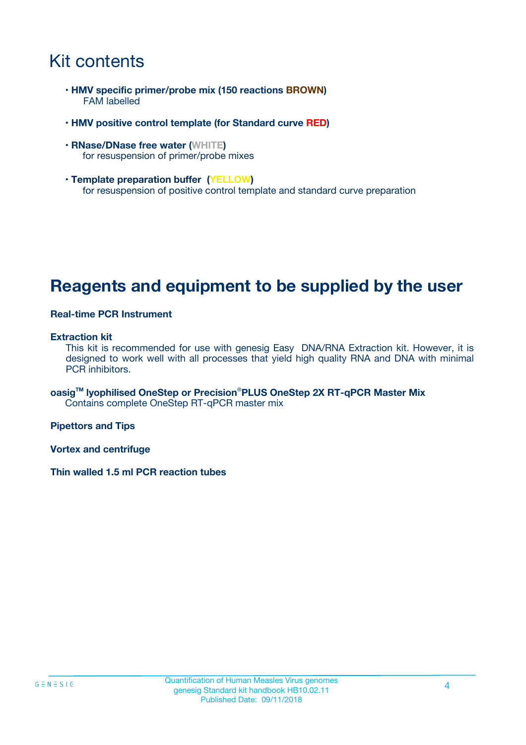# Kit contents

- **HMV specific primer/probe mix (150 reactions BROWN)**
  FAM labelled
- **HMV positive control template (for Standard curve RED)**
- **RNase/DNase free water (WHITE)**
  for resuspension of primer/probe mixes
- **Template preparation buffer (YELLOW)**
  for resuspension of positive control template and standard curve preparation

# Reagents and equipment to be supplied by the user

**Real-time PCR Instrument**

**Extraction kit**
This kit is recommended for use with genesig Easy DNA/RNA Extraction kit. However, it is designed to work well with all processes that yield high quality RNA and DNA with minimal PCR inhibitors.

**oasig™ lyophilised OneStep or Precision®PLUS OneStep 2X RT-qPCR Master Mix**
Contains complete OneStep RT-qPCR master mix

**Pipettors and Tips**

**Vortex and centrifuge**

**Thin walled 1.5 ml PCR reaction tubes**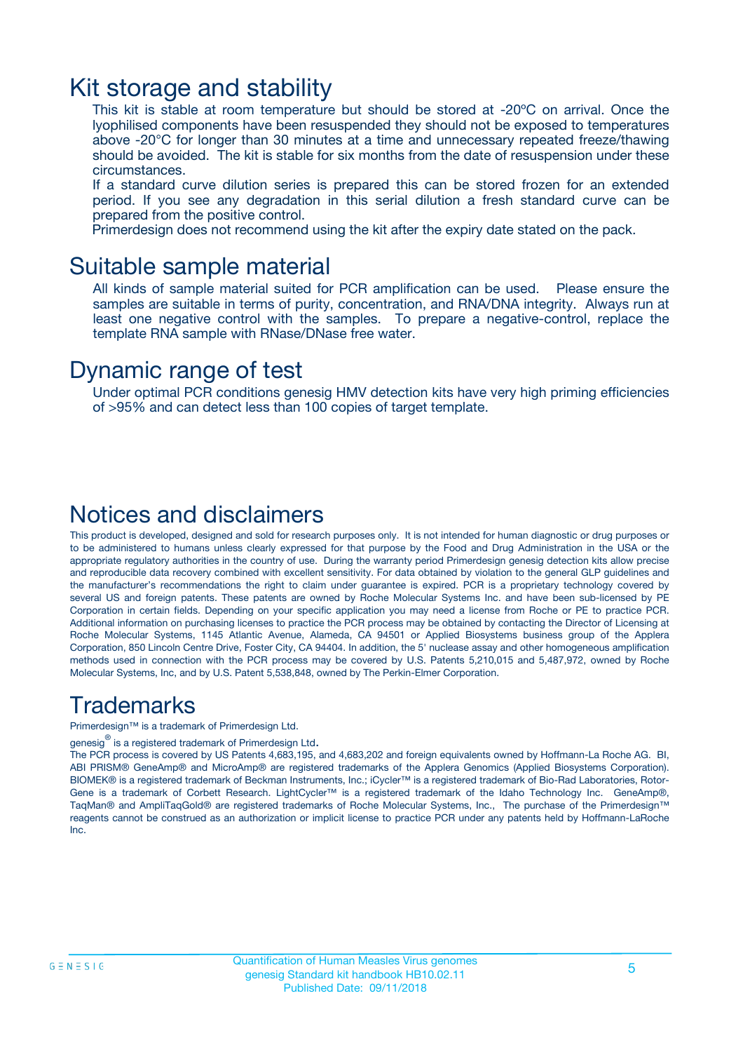# Kit storage and stability

This kit is stable at room temperature but should be stored at -20ºC on arrival. Once the lyophilised components have been resuspended they should not be exposed to temperatures above -20°C for longer than 30 minutes at a time and unnecessary repeated freeze/thawing should be avoided. The kit is stable for six months from the date of resuspension under these circumstances.

If a standard curve dilution series is prepared this can be stored frozen for an extended period. If you see any degradation in this serial dilution a fresh standard curve can be prepared from the positive control.

Primerdesign does not recommend using the kit after the expiry date stated on the pack.

# Suitable sample material

All kinds of sample material suited for PCR amplification can be used. Please ensure the samples are suitable in terms of purity, concentration, and RNA/DNA integrity. Always run at least one negative control with the samples. To prepare a negative-control, replace the template RNA sample with RNase/DNase free water.

# Dynamic range of test

Under optimal PCR conditions genesig HMV detection kits have very high priming efficiencies of >95% and can detect less than 100 copies of target template.

# Notices and disclaimers

This product is developed, designed and sold for research purposes only. It is not intended for human diagnostic or drug purposes or to be administered to humans unless clearly expressed for that purpose by the Food and Drug Administration in the USA or the appropriate regulatory authorities in the country of use. During the warranty period Primerdesign genesig detection kits allow precise and reproducible data recovery combined with excellent sensitivity. For data obtained by violation to the general GLP guidelines and the manufacturer's recommendations the right to claim under guarantee is expired. PCR is a proprietary technology covered by several US and foreign patents. These patents are owned by Roche Molecular Systems Inc. and have been sub-licensed by PE Corporation in certain fields. Depending on your specific application you may need a license from Roche or PE to practice PCR. Additional information on purchasing licenses to practice the PCR process may be obtained by contacting the Director of Licensing at Roche Molecular Systems, 1145 Atlantic Avenue, Alameda, CA 94501 or Applied Biosystems business group of the Applera Corporation, 850 Lincoln Centre Drive, Foster City, CA 94404. In addition, the 5' nuclease assay and other homogeneous amplification methods used in connection with the PCR process may be covered by U.S. Patents 5,210,015 and 5,487,972, owned by Roche Molecular Systems, Inc, and by U.S. Patent 5,538,848, owned by The Perkin-Elmer Corporation.

# Trademarks

Primerdesign™ is a trademark of Primerdesign Ltd.

genesig® is a registered trademark of Primerdesign Ltd.

The PCR process is covered by US Patents 4,683,195, and 4,683,202 and foreign equivalents owned by Hoffmann-La Roche AG. BI, ABI PRISM® GeneAmp® and MicroAmp® are registered trademarks of the Applera Genomics (Applied Biosystems Corporation). BIOMEK® is a registered trademark of Beckman Instruments, Inc.; iCycler™ is a registered trademark of Bio-Rad Laboratories, Rotor-Gene is a trademark of Corbett Research. LightCycler™ is a registered trademark of the Idaho Technology Inc. GeneAmp®, TaqMan® and AmpliTaqGold® are registered trademarks of Roche Molecular Systems, Inc., The purchase of the Primerdesign™ reagents cannot be construed as an authorization or implicit license to practice PCR under any patents held by Hoffmann-LaRoche Inc.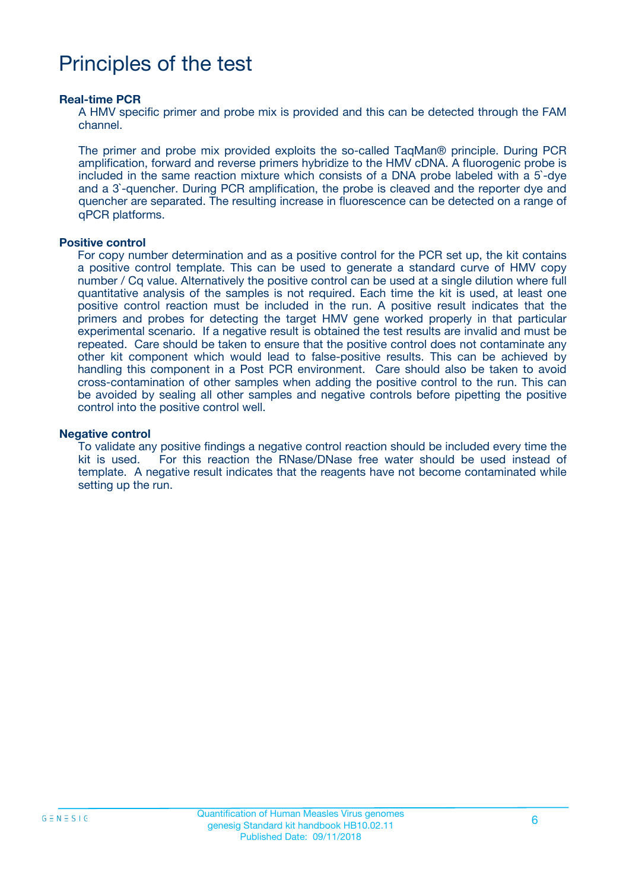# Principles of the test

**Real-time PCR**

A HMV specific primer and probe mix is provided and this can be detected through the FAM channel.

The primer and probe mix provided exploits the so-called TaqMan® principle. During PCR amplification, forward and reverse primers hybridize to the HMV cDNA. A fluorogenic probe is included in the same reaction mixture which consists of a DNA probe labeled with a 5`-dye and a 3`-quencher. During PCR amplification, the probe is cleaved and the reporter dye and quencher are separated. The resulting increase in fluorescence can be detected on a range of qPCR platforms.

**Positive control**

For copy number determination and as a positive control for the PCR set up, the kit contains a positive control template. This can be used to generate a standard curve of HMV copy number / Cq value. Alternatively the positive control can be used at a single dilution where full quantitative analysis of the samples is not required. Each time the kit is used, at least one positive control reaction must be included in the run. A positive result indicates that the primers and probes for detecting the target HMV gene worked properly in that particular experimental scenario. If a negative result is obtained the test results are invalid and must be repeated. Care should be taken to ensure that the positive control does not contaminate any other kit component which would lead to false-positive results. This can be achieved by handling this component in a Post PCR environment. Care should also be taken to avoid cross-contamination of other samples when adding the positive control to the run. This can be avoided by sealing all other samples and negative controls before pipetting the positive control into the positive control well.

**Negative control**

To validate any positive findings a negative control reaction should be included every time the kit is used. For this reaction the RNase/DNase free water should be used instead of template. A negative result indicates that the reagents have not become contaminated while setting up the run.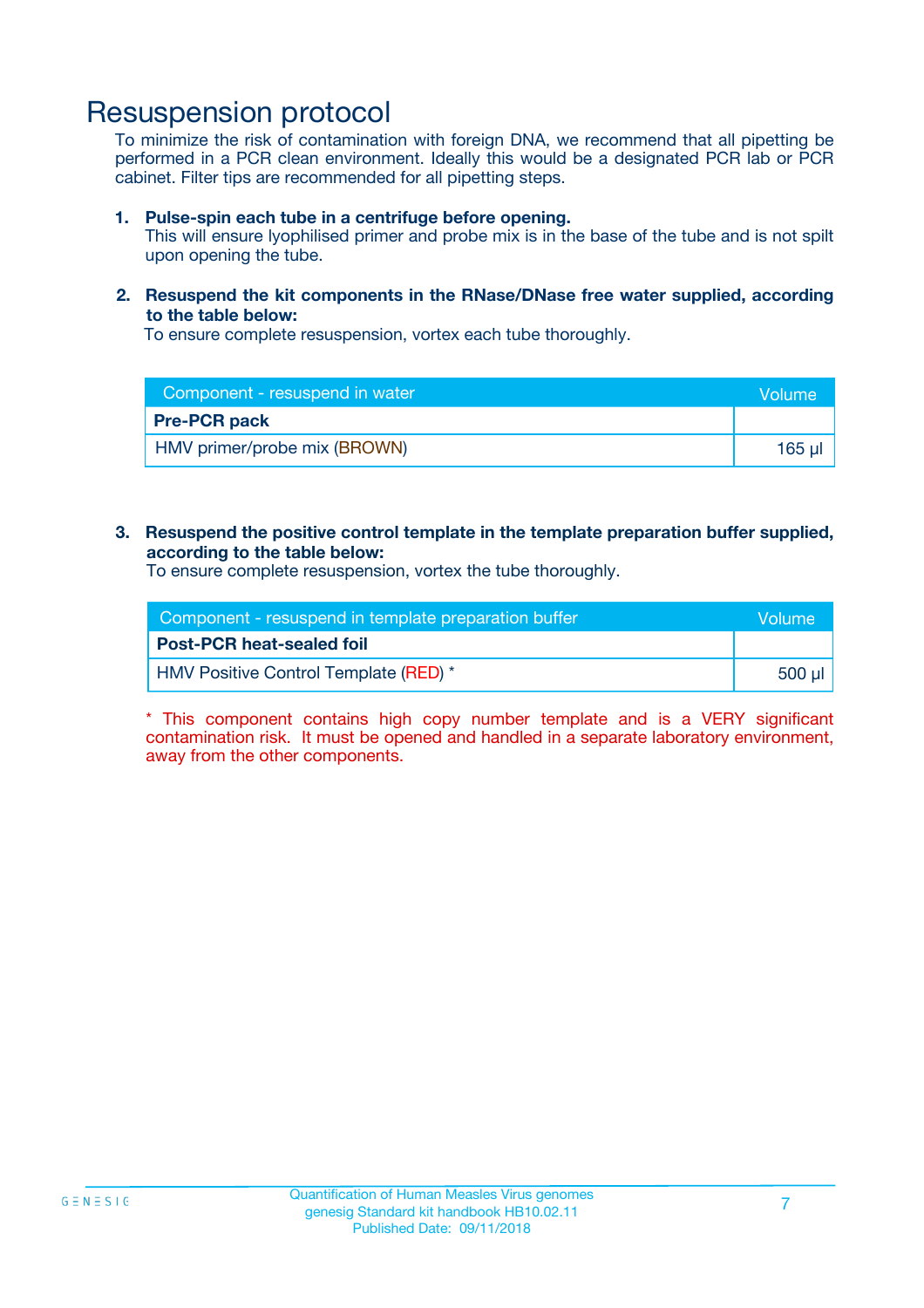# Resuspension protocol

To minimize the risk of contamination with foreign DNA, we recommend that all pipetting be performed in a PCR clean environment. Ideally this would be a designated PCR lab or PCR cabinet. Filter tips are recommended for all pipetting steps.

1. **Pulse-spin each tube in a centrifuge before opening.**
   This will ensure lyophilised primer and probe mix is in the base of the tube and is not spilt upon opening the tube.

2. **Resuspend the kit components in the RNase/DNase free water supplied, according to the table below:**
   To ensure complete resuspension, vortex each tube thoroughly.

| Component - resuspend in water | Volume |
|---|---|
| **Pre-PCR pack** | |
| HMV primer/probe mix (BROWN) | 165 µl |

3. **Resuspend the positive control template in the template preparation buffer supplied, according to the table below:**
   To ensure complete resuspension, vortex the tube thoroughly.

| Component - resuspend in template preparation buffer | Volume |
|---|---|
| **Post-PCR heat-sealed foil** | |
| HMV Positive Control Template (RED) * | 500 µl |

* This component contains high copy number template and is a VERY significant contamination risk. It must be opened and handled in a separate laboratory environment, away from the other components.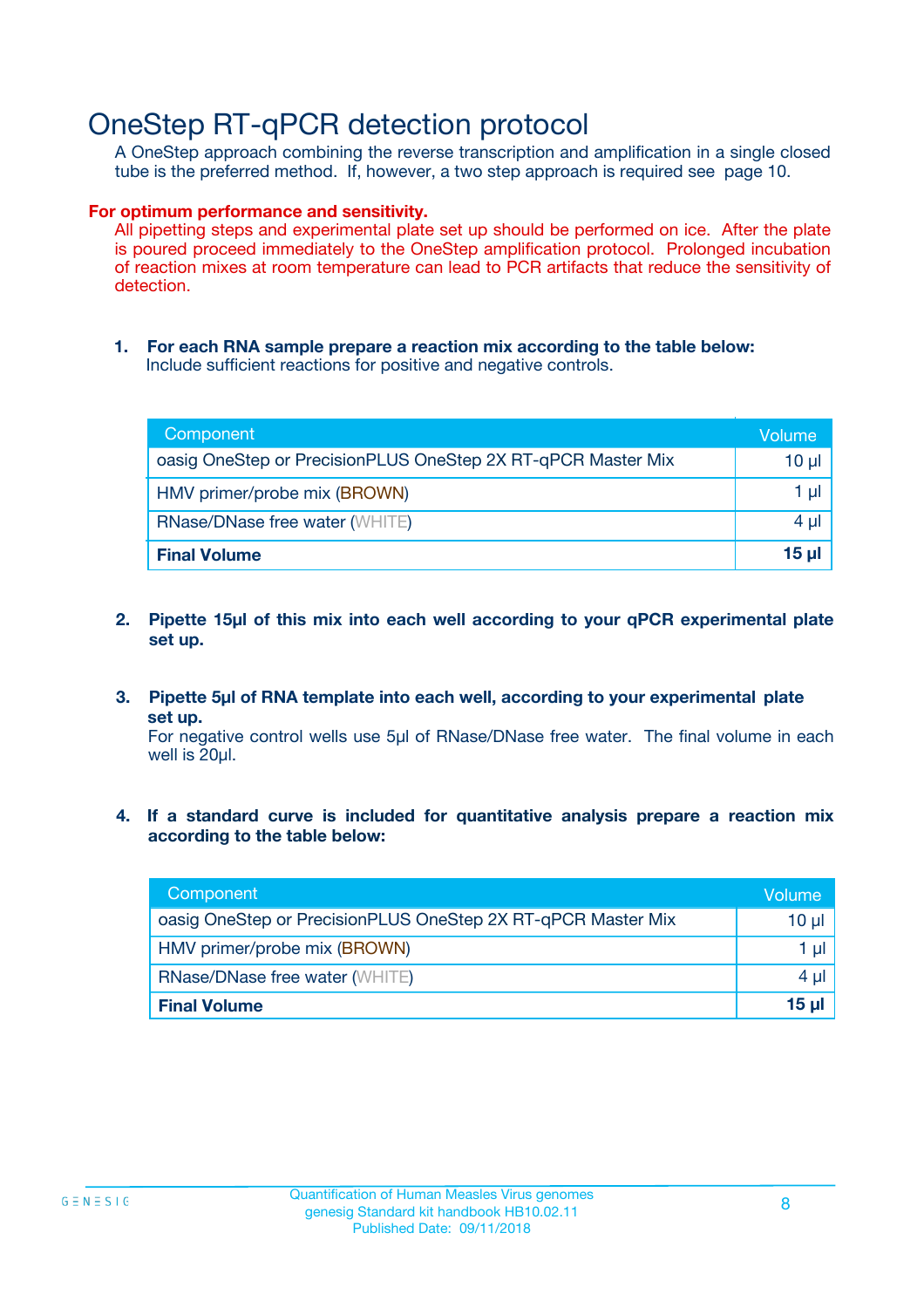# OneStep RT-qPCR detection protocol

A OneStep approach combining the reverse transcription and amplification in a single closed tube is the preferred method. If, however, a two step approach is required see page 10.

**For optimum performance and sensitivity.**

All pipetting steps and experimental plate set up should be performed on ice. After the plate is poured proceed immediately to the OneStep amplification protocol. Prolonged incubation of reaction mixes at room temperature can lead to PCR artifacts that reduce the sensitivity of detection.

1. **For each RNA sample prepare a reaction mix according to the table below:**
   Include sufficient reactions for positive and negative controls.

| Component | Volume |
|---|---|
| oasig OneStep or PrecisionPLUS OneStep 2X RT-qPCR Master Mix | 10 µl |
| HMV primer/probe mix (BROWN) | 1 µl |
| RNase/DNase free water (WHITE) | 4 µl |
| **Final Volume** | **15 µl** |

2. **Pipette 15µl of this mix into each well according to your qPCR experimental plate set up.**

3. **Pipette 5µl of RNA template into each well, according to your experimental plate set up.**
   For negative control wells use 5µl of RNase/DNase free water. The final volume in each well is 20µl.

4. **If a standard curve is included for quantitative analysis prepare a reaction mix according to the table below:**

| Component | Volume |
|---|---|
| oasig OneStep or PrecisionPLUS OneStep 2X RT-qPCR Master Mix | 10 µl |
| HMV primer/probe mix (BROWN) | 1 µl |
| RNase/DNase free water (WHITE) | 4 µl |
| **Final Volume** | **15 µl** |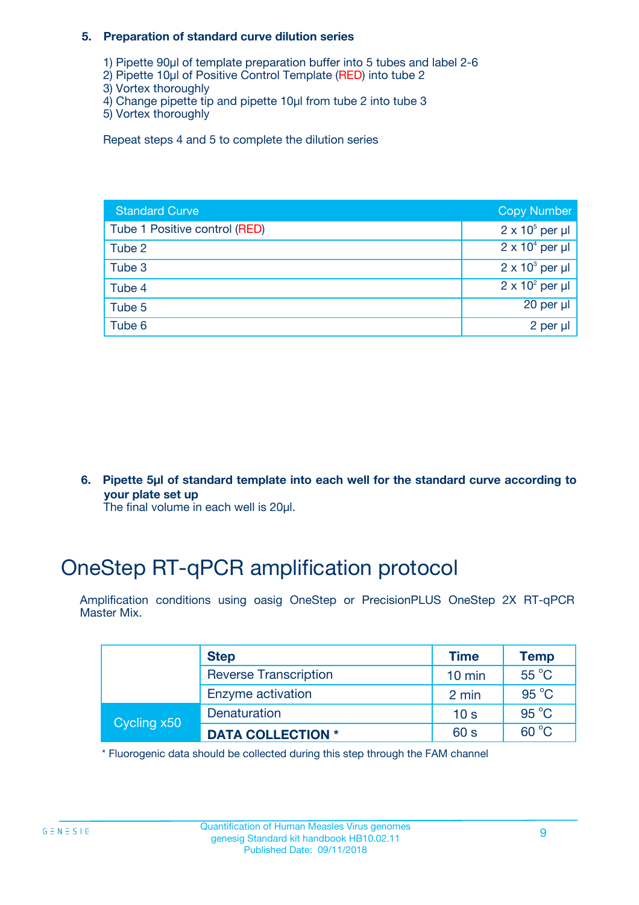### 5. Preparation of standard curve dilution series

1) Pipette 90µl of template preparation buffer into 5 tubes and label 2-6
2) Pipette 10µl of Positive Control Template (RED) into tube 2
3) Vortex thoroughly
4) Change pipette tip and pipette 10µl from tube 2 into tube 3
5) Vortex thoroughly

Repeat steps 4 and 5 to complete the dilution series

| Standard Curve | Copy Number |
| --- | --- |
| Tube 1 Positive control (RED) | $2 \times 10^5$ per µl |
| Tube 2 | $2 \times 10^4$ per µl |
| Tube 3 | $2 \times 10^3$ per µl |
| Tube 4 | $2 \times 10^2$ per µl |
| Tube 5 | 20 per µl |
| Tube 6 | 2 per µl |

### 6. Pipette 5µl of standard template into each well for the standard curve according to your plate set up

The final volume in each well is 20µl.

# OneStep RT-qPCR amplification protocol

Amplification conditions using oasig OneStep or PrecisionPLUS OneStep 2X RT-qPCR Master Mix.

| | Step | Time | Temp |
| --- | --- | --- | --- |
| | Reverse Transcription | 10 min | 55 °C |
| | Enzyme activation | 2 min | 95 °C |
| Cycling x50 | Denaturation | 10 s | 95 °C |
| | **DATA COLLECTION *** | 60 s | 60 °C |

* Fluorogenic data should be collected during this step through the FAM channel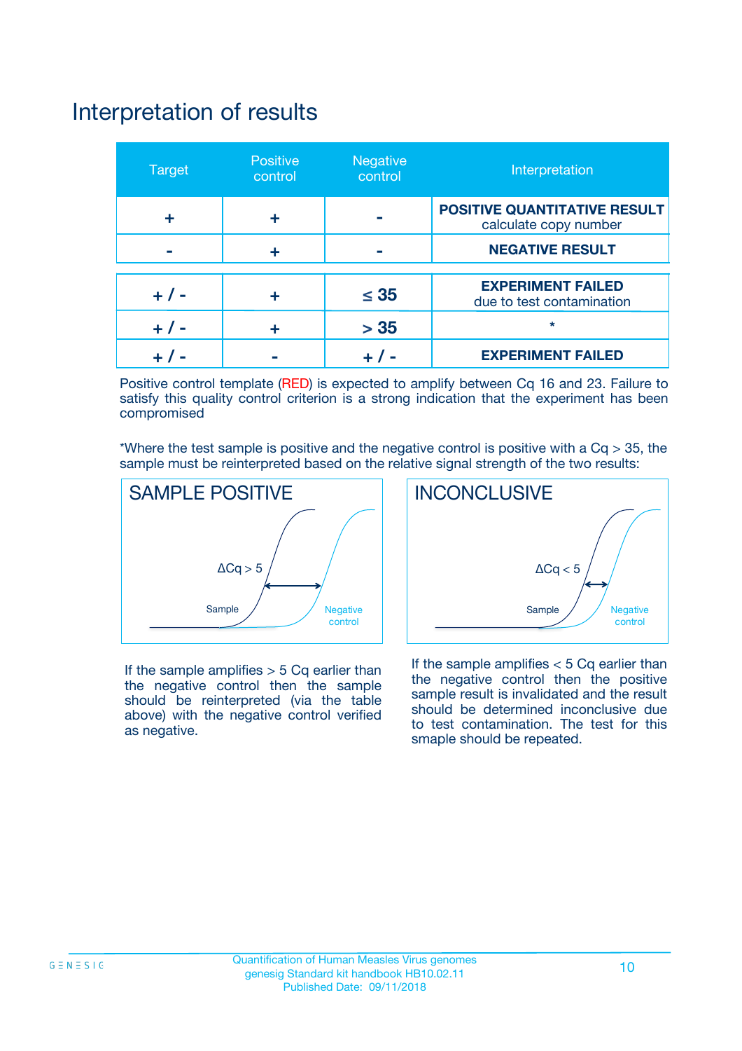# Interpretation of results

| Target | Positive control | Negative control | Interpretation |
|---|---|---|---|
| + | + | - | **POSITIVE QUANTITATIVE RESULT** calculate copy number |
| - | + | - | **NEGATIVE RESULT** |
| + / - | + | ≤ 35 | **EXPERIMENT FAILED** due to test contamination |
| + / - | + | > 35 | * |
| + / - | - | + / - | **EXPERIMENT FAILED** |

Positive control template (RED) is expected to amplify between Cq 16 and 23. Failure to satisfy this quality control criterion is a strong indication that the experiment has been compromised

*Where the test sample is positive and the negative control is positive with a Cq > 35, the sample must be reinterpreted based on the relative signal strength of the two results:

SAMPLE POSITIVE

ΔCq > 5

Sample

Negative control

If the sample amplifies > 5 Cq earlier than the negative control then the sample should be reinterpreted (via the table above) with the negative control verified as negative.

INCONCLUSIVE

ΔCq < 5

Sample

Negative control

If the sample amplifies < 5 Cq earlier than the negative control then the positive sample result is invalidated and the result should be determined inconclusive due to test contamination. The test for this smaple should be repeated.